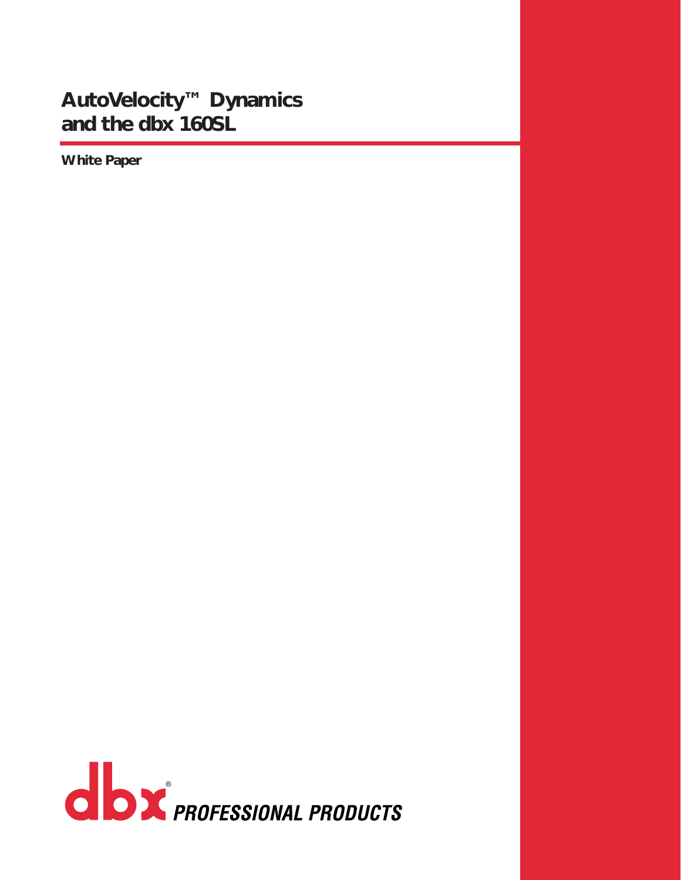# AutoVelocity™ Dynamics and the dbx 160SL

**White Paper**

dbx® PROFESSIONAL PRODUCTS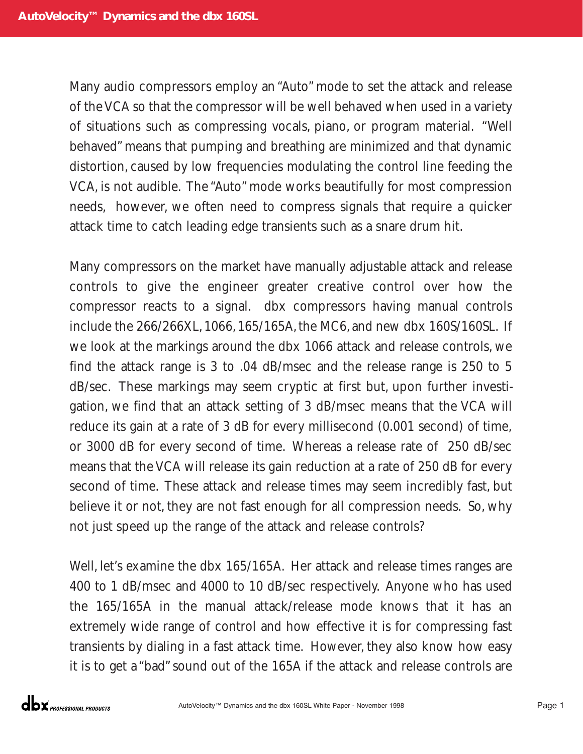Many audio compressors employ an "Auto" mode to set the attack and release of the VCA so that the compressor will be well behaved when used in a variety of situations such as compressing vocals, piano, or program material. "Well behaved" means that pumping and breathing are minimized and that dynamic distortion, caused by low frequencies modulating the control line feeding the VCA, is not audible. The "Auto" mode works beautifully for most compression needs, however, we often need to compress signals that require a quicker attack time to catch leading edge transients such as a snare drum hit.

Many compressors on the market have manually adjustable attack and release controls to give the engineer greater creative control over how the compressor reacts to a signal. dbx compressors having manual controls include the 266/266XL, 1066, 165/165A, the MC6, and new dbx 160S/160SL. If we look at the markings around the dbx 1066 attack and release controls, we find the attack range is 3 to .04 dB/msec and the release range is 250 to 5 dB/sec. These markings may seem cryptic at first but, upon further investigation, we find that an attack setting of 3 dB/msec means that the VCA will reduce its gain at a rate of 3 dB for every millisecond (0.001 second) of time, or 3000 dB for every second of time. Whereas a release rate of 250 dB/sec means that the VCA will release its gain reduction at a rate of 250 dB for every second of time. These attack and release times may seem incredibly fast, but believe it or not, they are not fast enough for all compression needs. So, why not just speed up the range of the attack and release controls?

Well, let's examine the dbx 165/165A. Her attack and release times ranges are 400 to 1 dB/msec and 4000 to 10 dB/sec respectively. Anyone who has used the 165/165A in the manual attack/release mode knows that it has an extremely wide range of control and how effective it is for compressing fast transients by dialing in a fast attack time. However, they also know how easy it is to get a "bad" sound out of the 165A if the attack and release controls are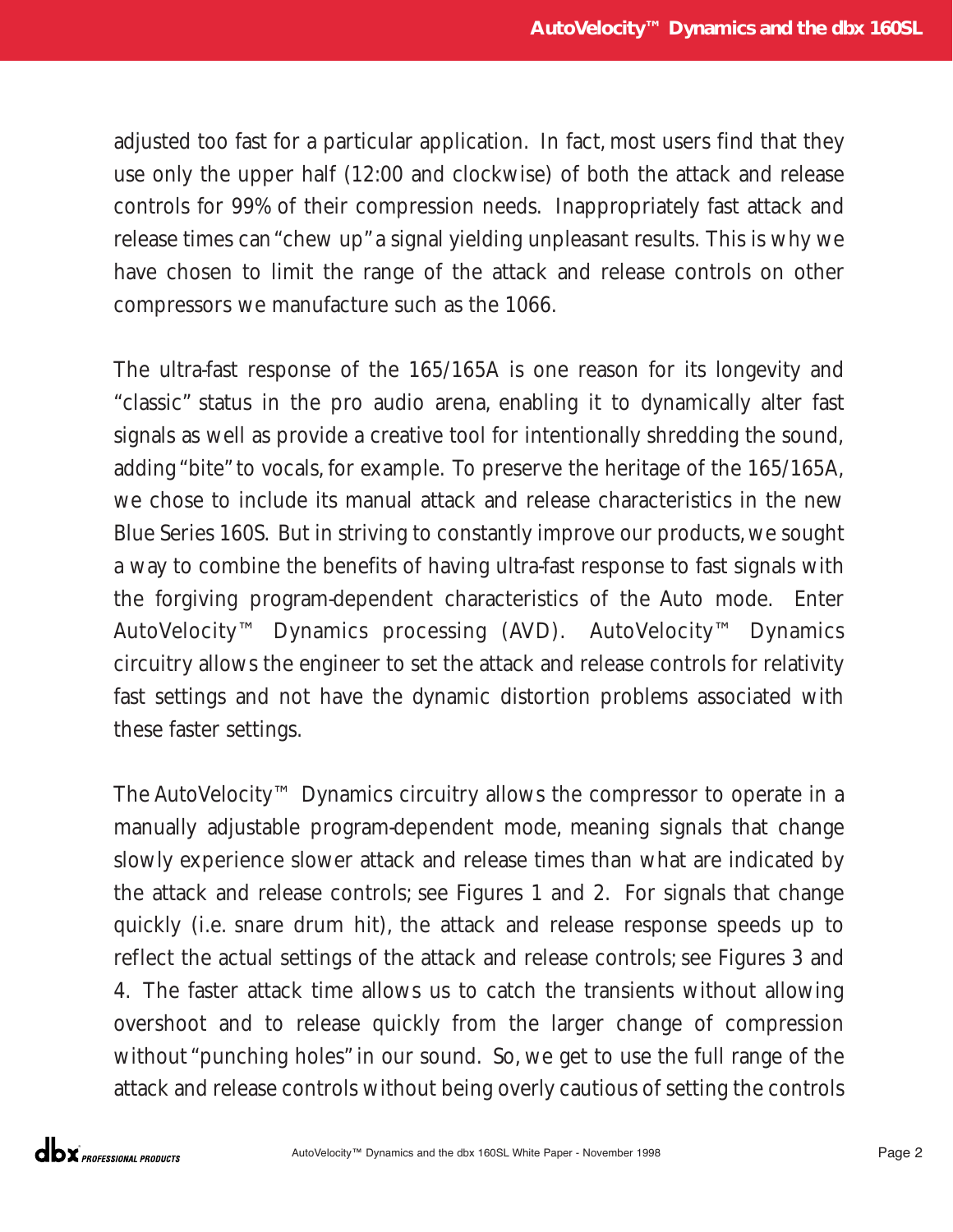adjusted too fast for a particular application. In fact, most users find that they use only the upper half (12:00 and clockwise) of both the attack and release controls for 99% of their compression needs. Inappropriately fast attack and release times can "chew up" a signal yielding unpleasant results. This is why we have chosen to limit the range of the attack and release controls on other compressors we manufacture such as the 1066.

The ultra-fast response of the 165/165A is one reason for its longevity and "classic" status in the pro audio arena, enabling it to dynamically alter fast signals as well as provide a creative tool for intentionally shredding the sound, adding "bite" to vocals, for example. To preserve the heritage of the 165/165A, we chose to include its manual attack and release characteristics in the new Blue Series 160S. But in striving to constantly improve our products, we sought a way to combine the benefits of having ultra-fast response to fast signals with the forgiving program-dependent characteristics of the Auto mode. Enter AutoVelocity™ Dynamics processing (AVD). AutoVelocity™ Dynamics circuitry allows the engineer to set the attack and release controls for relativity fast settings and not have the dynamic distortion problems associated with these faster settings.

The AutoVelocity™ Dynamics circuitry allows the compressor to operate in a manually adjustable program-dependent mode, meaning signals that change slowly experience slower attack and release times than what are indicated by the attack and release controls; see Figures 1 and 2. For signals that change quickly (i.e. snare drum hit), the attack and release response speeds up to reflect the actual settings of the attack and release controls; see Figures 3 and 4. The faster attack time allows us to catch the transients without allowing overshoot and to release quickly from the larger change of compression without "punching holes" in our sound. So, we get to use the full range of the attack and release controls without being overly cautious of setting the controls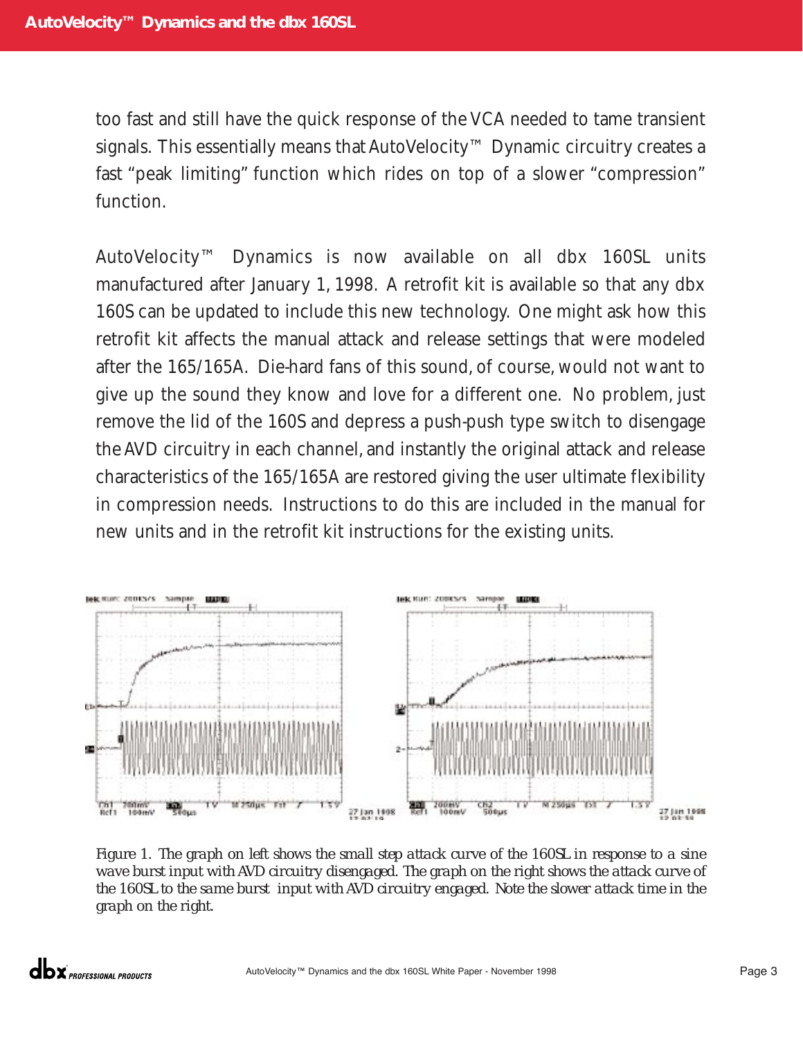too fast and still have the quick response of the VCA needed to tame transient signals. This essentially means that AutoVelocity™ Dynamic circuitry creates a fast "peak limiting" function which rides on top of a slower "compression" function.

AutoVelocity™ Dynamics is now available on all dbx 160SL units manufactured after January 1, 1998. A retrofit kit is available so that any dbx 160S can be updated to include this new technology. One might ask how this retrofit kit affects the manual attack and release settings that were modeled after the 165/165A. Die-hard fans of this sound, of course, would not want to give up the sound they know and love for a different one. No problem, just remove the lid of the 160S and depress a push-push type switch to disengage the AVD circuitry in each channel, and instantly the original attack and release characteristics of the 165/165A are restored giving the user ultimate flexibility in compression needs. Instructions to do this are included in the manual for new units and in the retrofit kit instructions for the existing units.

*Figure 1. The graph on left shows the small step attack curve of the 160SL in response to a sine wave burst input with AVD circuitry disengaged. The graph on the right shows the attack curve of the 160SL to the same burst input with AVD circuitry engaged. Note the slower attack time in the graph on the right.*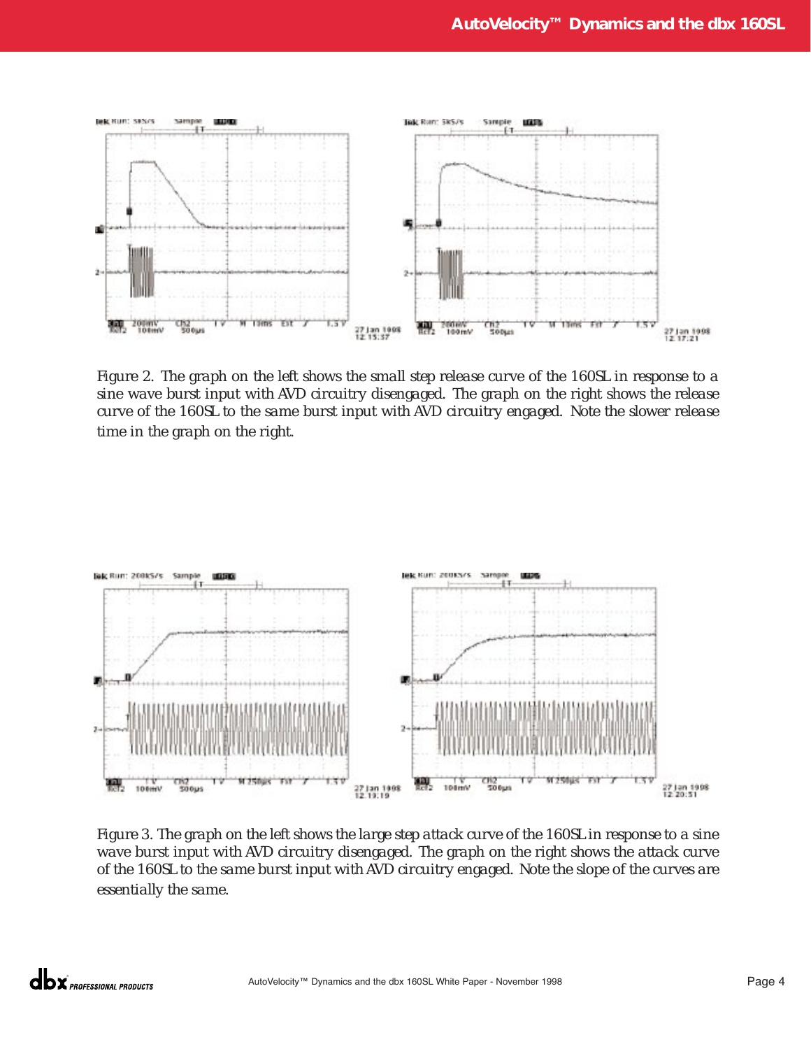Figure 2. The graph on the left shows the small step release curve of the 160SL in response to a sine wave burst input with AVD circuitry disengaged. The graph on the right shows the release curve of the 160SL to the same burst input with AVD circuitry engaged. Note the slower release time in the graph on the right.

Figure 3. The graph on the left shows the large step attack curve of the 160SL in response to a sine wave burst input with AVD circuitry disengaged. The graph on the right shows the attack curve of the 160SL to the same burst input with AVD circuitry engaged. Note the slope of the curves are essentially the same.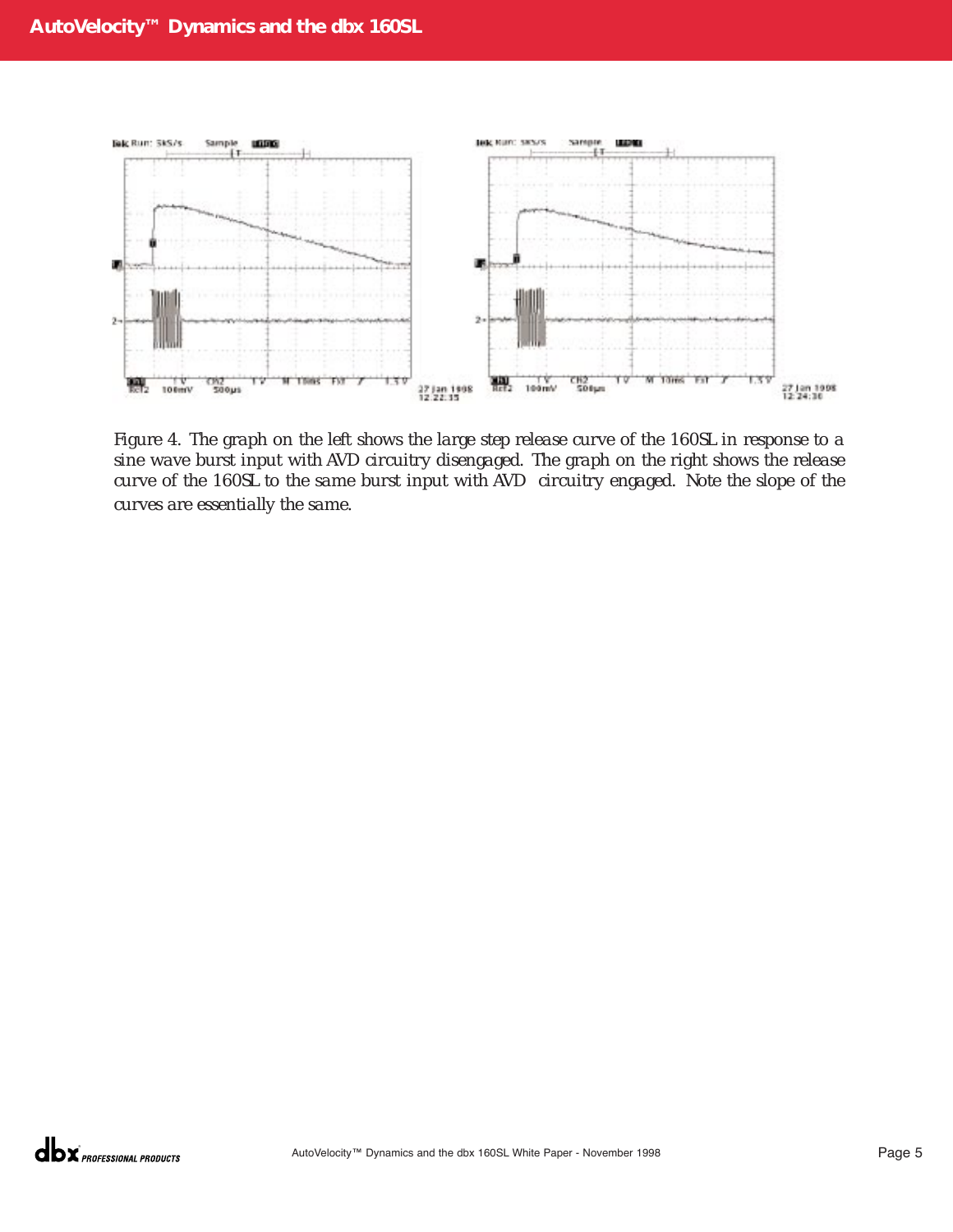Figure 4. The graph on the left shows the large step release curve of the 160SL in response to a sine wave burst input with AVD circuitry disengaged. The graph on the right shows the release curve of the 160SL to the same burst input with AVD circuitry engaged. Note the slope of the curves are essentially the same.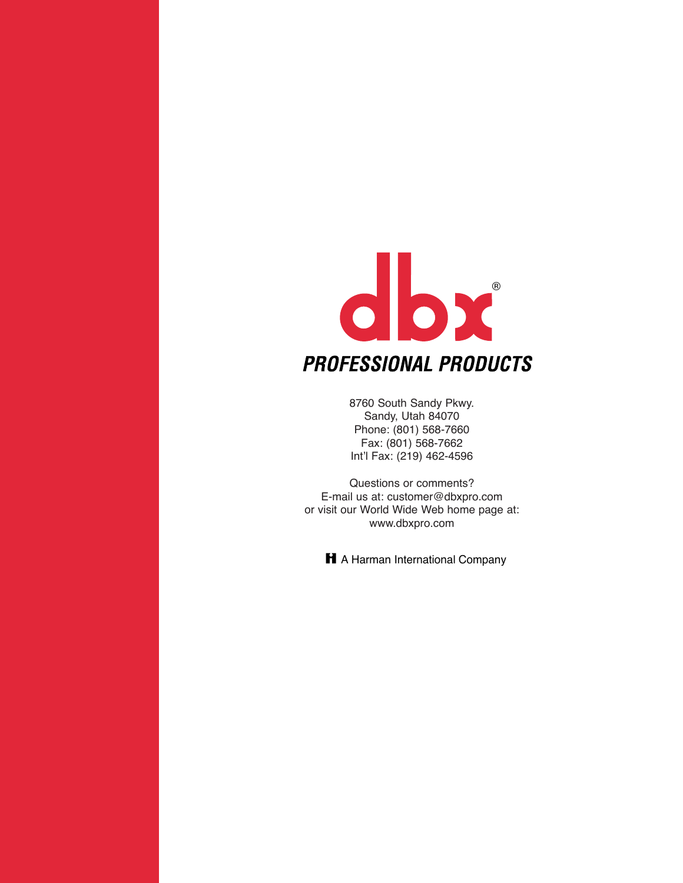dbx®

**PROFESSIONAL PRODUCTS**

8760 South Sandy Pkwy.
Sandy, Utah 84070
Phone: (801) 568-7660
Fax: (801) 568-7662
Int'l Fax: (219) 462-4596

Questions or comments?
E-mail us at: customer@dbxpro.com
or visit our World Wide Web home page at:
www.dbxpro.com

A Harman International Company